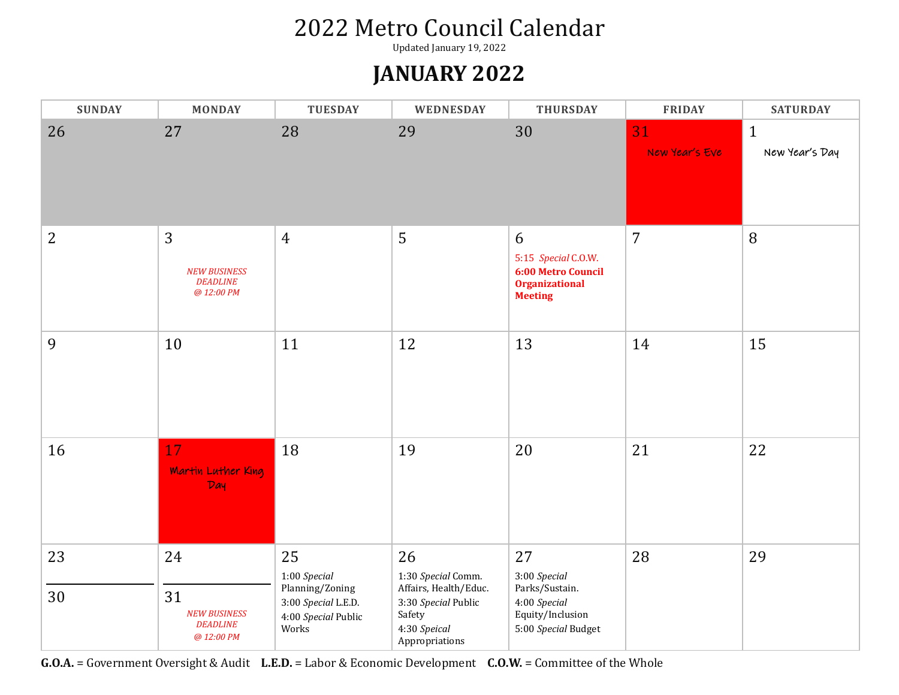# 2022 Metro Council Calendar

Updated January 19, 2022

## JANUARY 2022

| SUNDAY | MONDAY | TUESDAY | WEDNESDAY | THURSDAY | FRIDAY | SATURDAY |
|---|---|---|---|---|---|---|
| 26 | 27 | 28 | 29 | 30 | 31 New Year's Eve | 1 New Year's Day |
| 2 | 3 *NEW BUSINESS DEADLINE @ 12:00 PM* | 4 | 5 | 6 5:15 *Special* C.O.W. **6:00 Metro Council Organizational Meeting** | 7 | 8 |
| 9 | 10 | 11 | 12 | 13 | 14 | 15 |
| 16 | 17 Martin Luther King Day | 18 | 19 | 20 | 21 | 22 |
| 23 / 30 | 24 / 31 *NEW BUSINESS DEADLINE @ 12:00 PM* | 25 1:00 *Special* Planning/Zoning 3:00 *Special* L.E.D. 4:00 *Special* Public Works | 26 1:30 *Special* Comm. Affairs, Health/Educ. 3:30 *Special* Public Safety 4:30 *Speical* Appropriations | 27 3:00 *Special* Parks/Sustain. 4:00 *Special* Equity/Inclusion 5:00 *Special* Budget | 28 | 29 |

**G.O.A.** = Government Oversight & Audit **L.E.D.** = Labor & Economic Development **C.O.W.** = Committee of the Whole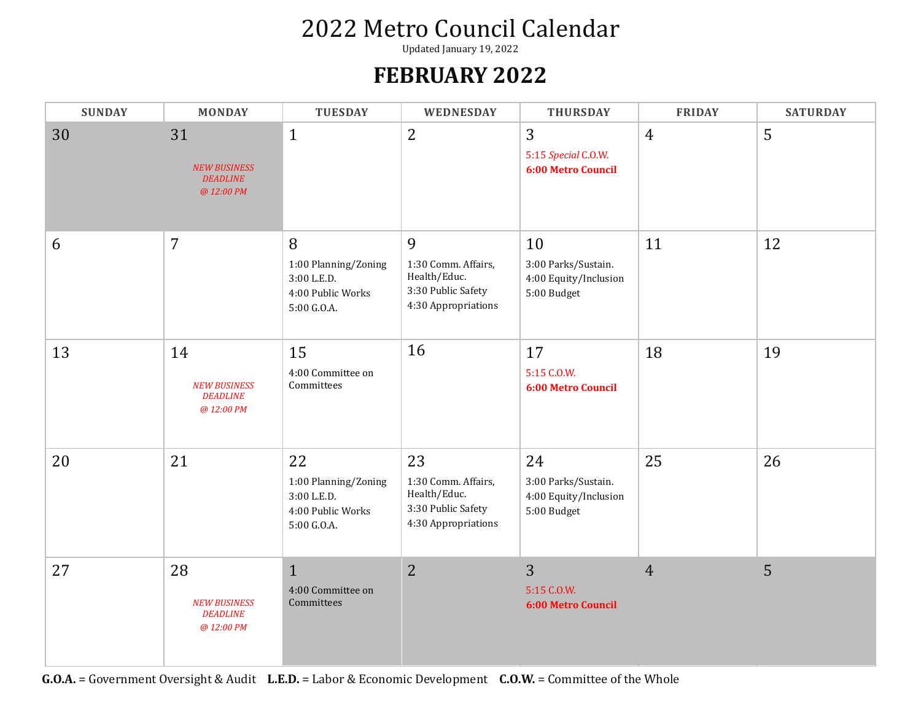# 2022 Metro Council Calendar

Updated January 19, 2022

## FEBRUARY 2022

| SUNDAY | MONDAY | TUESDAY | WEDNESDAY | THURSDAY | FRIDAY | SATURDAY |
|---|---|---|---|---|---|---|
| 30 | 31<br>*NEW BUSINESS DEADLINE @ 12:00 PM* | 1 | 2 | 3<br>5:15 *Special* C.O.W.<br>**6:00 Metro Council** | 4 | 5 |
| 6 | 7 | 8<br>1:00 Planning/Zoning<br>3:00 L.E.D.<br>4:00 Public Works<br>5:00 G.O.A. | 9<br>1:30 Comm. Affairs, Health/Educ.<br>3:30 Public Safety<br>4:30 Appropriations | 10<br>3:00 Parks/Sustain.<br>4:00 Equity/Inclusion<br>5:00 Budget | 11 | 12 |
| 13 | 14<br>*NEW BUSINESS DEADLINE @ 12:00 PM* | 15<br>4:00 Committee on Committees | 16 | 17<br>5:15 C.O.W.<br>**6:00 Metro Council** | 18 | 19 |
| 20 | 21 | 22<br>1:00 Planning/Zoning<br>3:00 L.E.D.<br>4:00 Public Works<br>5:00 G.O.A. | 23<br>1:30 Comm. Affairs, Health/Educ.<br>3:30 Public Safety<br>4:30 Appropriations | 24<br>3:00 Parks/Sustain.<br>4:00 Equity/Inclusion<br>5:00 Budget | 25 | 26 |
| 27 | 28<br>*NEW BUSINESS DEADLINE @ 12:00 PM* | 1<br>4:00 Committee on Committees | 2 | 3<br>5:15 C.O.W.<br>**6:00 Metro Council** | 4 | 5 |

**G.O.A.** = Government Oversight & Audit **L.E.D.** = Labor & Economic Development **C.O.W.** = Committee of the Whole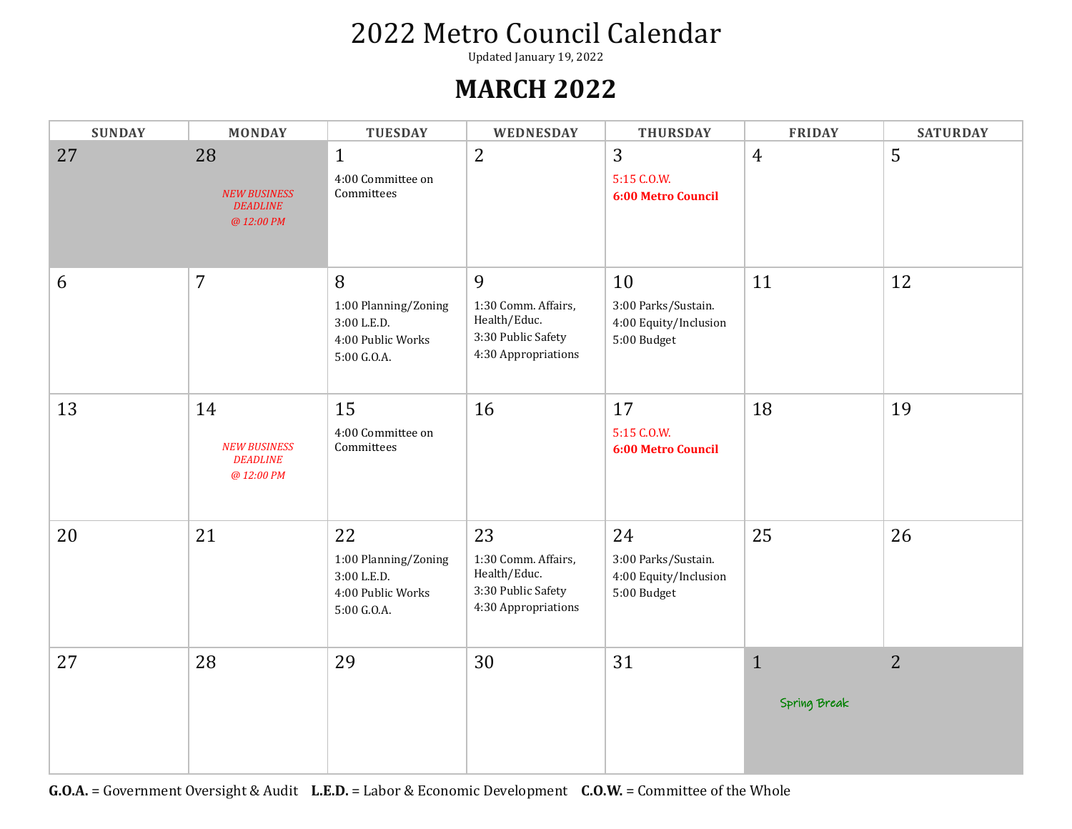# 2022 Metro Council Calendar

Updated January 19, 2022

## MARCH 2022

| SUNDAY | MONDAY | TUESDAY | WEDNESDAY | THURSDAY | FRIDAY | SATURDAY |
|---|---|---|---|---|---|---|
| 27 | 28<br>*NEW BUSINESS DEADLINE @ 12:00 PM* | 1<br>4:00 Committee on Committees | 2 | 3<br>5:15 C.O.W.<br>**6:00 Metro Council** | 4 | 5 |
| 6 | 7 | 8<br>1:00 Planning/Zoning<br>3:00 L.E.D.<br>4:00 Public Works<br>5:00 G.O.A. | 9<br>1:30 Comm. Affairs, Health/Educ.<br>3:30 Public Safety<br>4:30 Appropriations | 10<br>3:00 Parks/Sustain.<br>4:00 Equity/Inclusion<br>5:00 Budget | 11 | 12 |
| 13 | 14<br>*NEW BUSINESS DEADLINE @ 12:00 PM* | 15<br>4:00 Committee on Committees | 16 | 17<br>5:15 C.O.W.<br>**6:00 Metro Council** | 18 | 19 |
| 20 | 21 | 22<br>1:00 Planning/Zoning<br>3:00 L.E.D.<br>4:00 Public Works<br>5:00 G.O.A. | 23<br>1:30 Comm. Affairs, Health/Educ.<br>3:30 Public Safety<br>4:30 Appropriations | 24<br>3:00 Parks/Sustain.<br>4:00 Equity/Inclusion<br>5:00 Budget | 25 | 26 |
| 27 | 28 | 29 | 30 | 31 | 1<br>Spring Break | 2 |

**G.O.A.** = Government Oversight & Audit **L.E.D.** = Labor & Economic Development **C.O.W.** = Committee of the Whole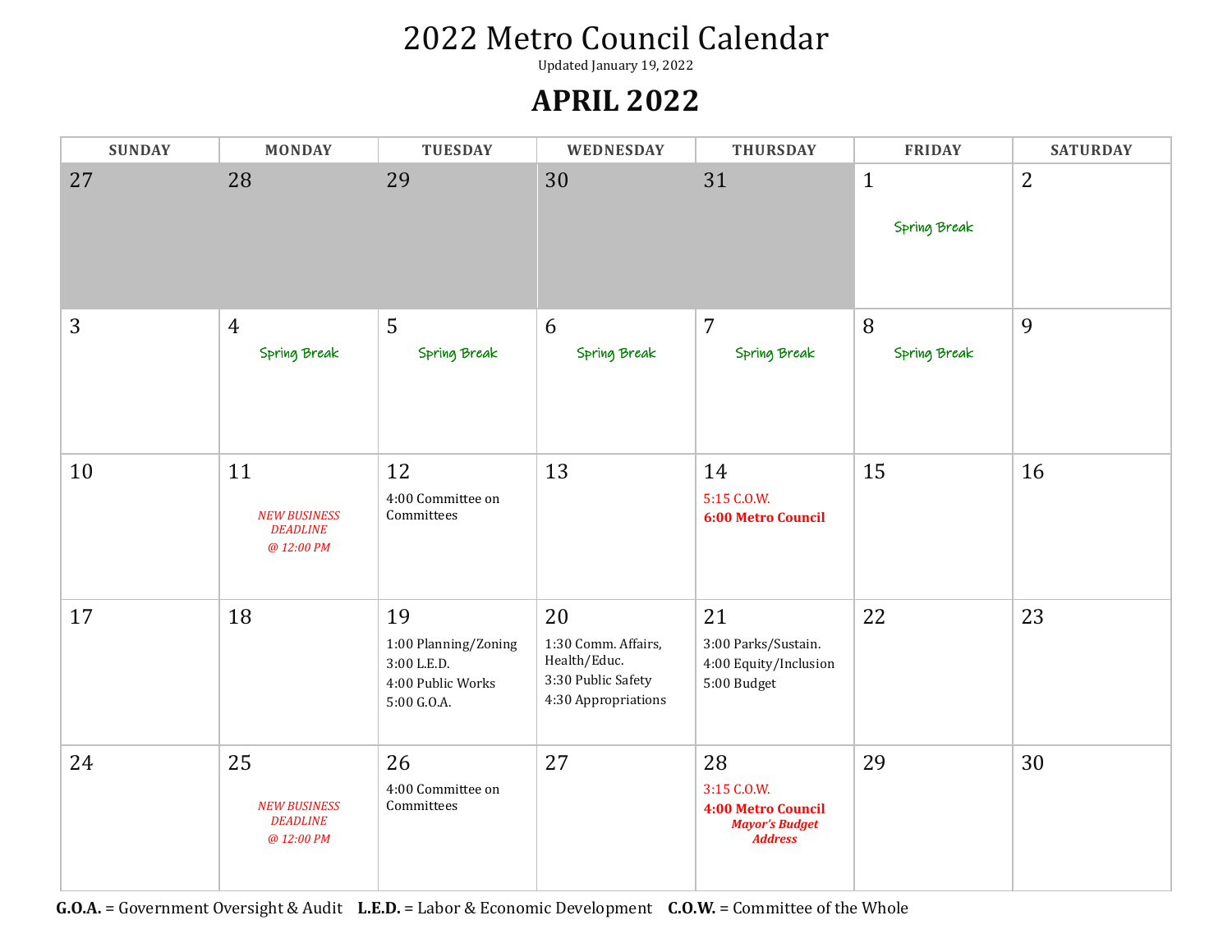# 2022 Metro Council Calendar

Updated January 19, 2022

## APRIL 2022

| SUNDAY | MONDAY | TUESDAY | WEDNESDAY | THURSDAY | FRIDAY | SATURDAY |
|---|---|---|---|---|---|---|
| 27 | 28 | 29 | 30 | 31 | 1<br>Spring Break | 2 |
| 3 | 4<br>Spring Break | 5<br>Spring Break | 6<br>Spring Break | 7<br>Spring Break | 8<br>Spring Break | 9 |
| 10 | 11<br>*NEW BUSINESS DEADLINE @ 12:00 PM* | 12<br>4:00 Committee on Committees | 13 | 14<br>5:15 C.O.W.<br>**6:00 Metro Council** | 15 | 16 |
| 17 | 18 | 19<br>1:00 Planning/Zoning<br>3:00 L.E.D.<br>4:00 Public Works<br>5:00 G.O.A. | 20<br>1:30 Comm. Affairs, Health/Educ.<br>3:30 Public Safety<br>4:30 Appropriations | 21<br>3:00 Parks/Sustain.<br>4:00 Equity/Inclusion<br>5:00 Budget | 22 | 23 |
| 24 | 25<br>*NEW BUSINESS DEADLINE @ 12:00 PM* | 26<br>4:00 Committee on Committees | 27 | 28<br>3:15 C.O.W.<br>**4:00 Metro Council**<br>***Mayor's Budget Address*** | 29 | 30 |

**G.O.A.** = Government Oversight & Audit **L.E.D.** = Labor & Economic Development **C.O.W.** = Committee of the Whole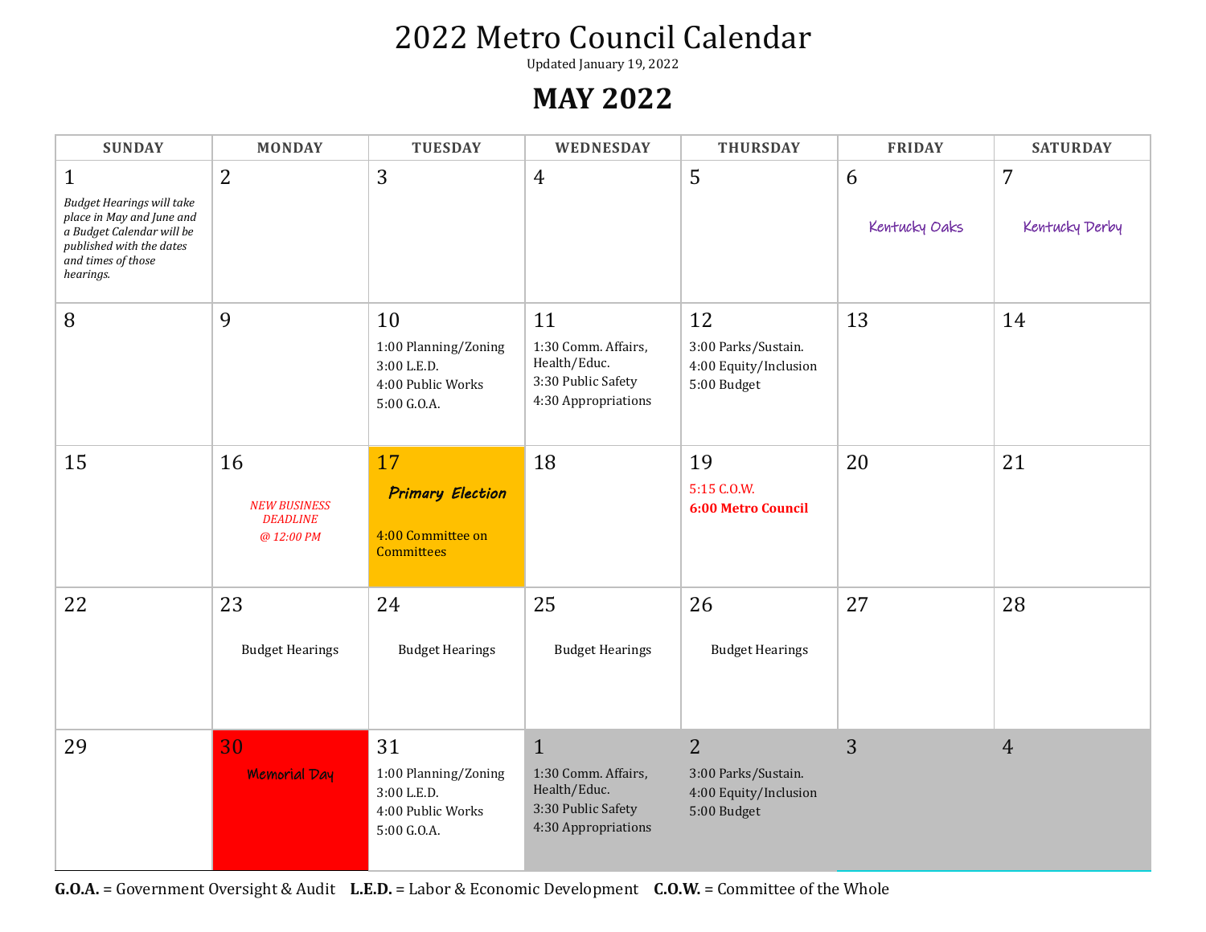# 2022 Metro Council Calendar

Updated January 19, 2022

## MAY 2022

| SUNDAY | MONDAY | TUESDAY | WEDNESDAY | THURSDAY | FRIDAY | SATURDAY |
|---|---|---|---|---|---|---|
| 1 *Budget Hearings will take place in May and June and a Budget Calendar will be published with the dates and times of those hearings.* | 2 | 3 | 4 | 5 | 6 Kentucky Oaks | 7 Kentucky Derby |
| 8 | 9 | 10 1:00 Planning/Zoning 3:00 L.E.D. 4:00 Public Works 5:00 G.O.A. | 11 1:30 Comm. Affairs, Health/Educ. 3:30 Public Safety 4:30 Appropriations | 12 3:00 Parks/Sustain. 4:00 Equity/Inclusion 5:00 Budget | 13 | 14 |
| 15 | 16 *NEW BUSINESS DEADLINE @ 12:00 PM* | 17 **Primary Election** 4:00 Committee on Committees | 18 | 19 5:15 C.O.W. **6:00 Metro Council** | 20 | 21 |
| 22 | 23 Budget Hearings | 24 Budget Hearings | 25 Budget Hearings | 26 Budget Hearings | 27 | 28 |
| 29 | 30 Memorial Day | 31 1:00 Planning/Zoning 3:00 L.E.D. 4:00 Public Works 5:00 G.O.A. | 1 1:30 Comm. Affairs, Health/Educ. 3:30 Public Safety 4:30 Appropriations | 2 3:00 Parks/Sustain. 4:00 Equity/Inclusion 5:00 Budget | 3 | 4 |

**G.O.A.** = Government Oversight & Audit **L.E.D.** = Labor & Economic Development **C.O.W.** = Committee of the Whole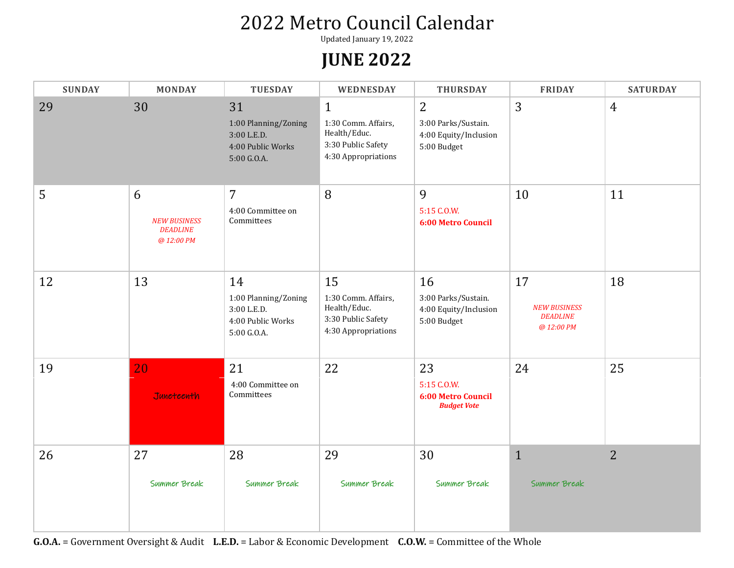# 2022 Metro Council Calendar

Updated January 19, 2022

## JUNE 2022

| SUNDAY | MONDAY | TUESDAY | WEDNESDAY | THURSDAY | FRIDAY | SATURDAY |
|---|---|---|---|---|---|---|
| 29 | 30 | 31<br>1:00 Planning/Zoning<br>3:00 L.E.D.<br>4:00 Public Works<br>5:00 G.O.A. | 1<br>1:30 Comm. Affairs, Health/Educ.<br>3:30 Public Safety<br>4:30 Appropriations | 2<br>3:00 Parks/Sustain.<br>4:00 Equity/Inclusion<br>5:00 Budget | 3 | 4 |
| 5 | 6<br>*NEW BUSINESS DEADLINE @ 12:00 PM* | 7<br>4:00 Committee on Committees | 8 | 9<br>5:15 C.O.W.<br>**6:00 Metro Council** | 10 | 11 |
| 12 | 13 | 14<br>1:00 Planning/Zoning<br>3:00 L.E.D.<br>4:00 Public Works<br>5:00 G.O.A. | 15<br>1:30 Comm. Affairs, Health/Educ.<br>3:30 Public Safety<br>4:30 Appropriations | 16<br>3:00 Parks/Sustain.<br>4:00 Equity/Inclusion<br>5:00 Budget | 17<br>*NEW BUSINESS DEADLINE @ 12:00 PM* | 18 |
| 19 | 20<br>Juneteenth | 21<br>4:00 Committee on Committees | 22 | 23<br>5:15 C.O.W.<br>**6:00 Metro Council**<br>***Budget Vote*** | 24 | 25 |
| 26 | 27<br>Summer Break | 28<br>Summer Break | 29<br>Summer Break | 30<br>Summer Break | 1<br>Summer Break | 2 |

**G.O.A.** = Government Oversight & Audit **L.E.D.** = Labor & Economic Development **C.O.W.** = Committee of the Whole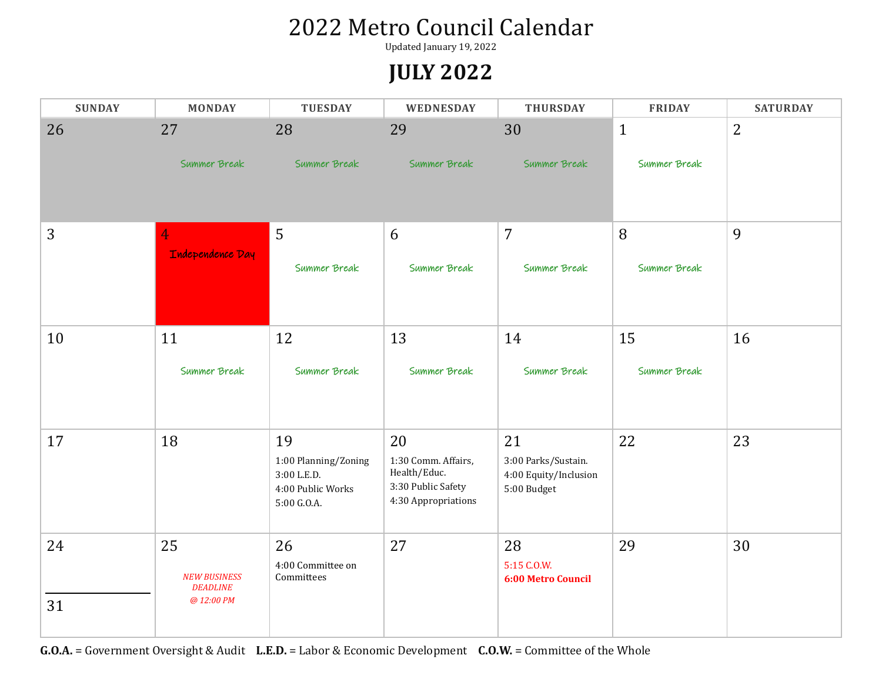# 2022 Metro Council Calendar

Updated January 19, 2022

## JULY 2022

| SUNDAY | MONDAY | TUESDAY | WEDNESDAY | THURSDAY | FRIDAY | SATURDAY |
|---|---|---|---|---|---|---|
| 26 | 27 Summer Break | 28 Summer Break | 29 Summer Break | 30 Summer Break | 1 Summer Break | 2 |
| 3 | 4 Independence Day | 5 Summer Break | 6 Summer Break | 7 Summer Break | 8 Summer Break | 9 |
| 10 | 11 Summer Break | 12 Summer Break | 13 Summer Break | 14 Summer Break | 15 Summer Break | 16 |
| 17 | 18 | 19 1:00 Planning/Zoning 3:00 L.E.D. 4:00 Public Works 5:00 G.O.A. | 20 1:30 Comm. Affairs, Health/Educ. 3:30 Public Safety 4:30 Appropriations | 21 3:00 Parks/Sustain. 4:00 Equity/Inclusion 5:00 Budget | 22 | 23 |
| 24 / 31 | 25 *NEW BUSINESS DEADLINE @ 12:00 PM* | 26 4:00 Committee on Committees | 27 | 28 5:15 C.O.W. **6:00 Metro Council** | 29 | 30 |

**G.O.A.** = Government Oversight & Audit **L.E.D.** = Labor & Economic Development **C.O.W.** = Committee of the Whole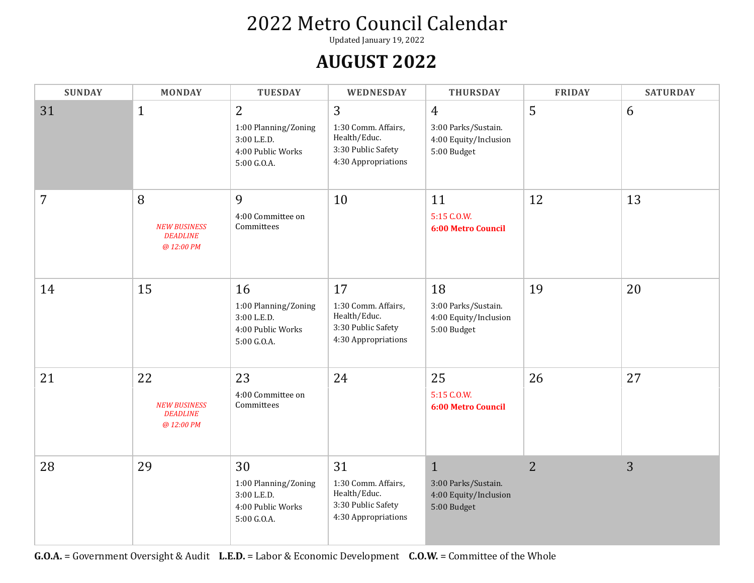# 2022 Metro Council Calendar

Updated January 19, 2022

## AUGUST 2022

| SUNDAY | MONDAY | TUESDAY | WEDNESDAY | THURSDAY | FRIDAY | SATURDAY |
|---|---|---|---|---|---|---|
| 31 | 1 | 2<br>1:00 Planning/Zoning<br>3:00 L.E.D.<br>4:00 Public Works<br>5:00 G.O.A. | 3<br>1:30 Comm. Affairs, Health/Educ.<br>3:30 Public Safety<br>4:30 Appropriations | 4<br>3:00 Parks/Sustain.<br>4:00 Equity/Inclusion<br>5:00 Budget | 5 | 6 |
| 7 | 8<br>*NEW BUSINESS DEADLINE @ 12:00 PM* | 9<br>4:00 Committee on Committees | 10 | 11<br>5:15 C.O.W.<br>**6:00 Metro Council** | 12 | 13 |
| 14 | 15 | 16<br>1:00 Planning/Zoning<br>3:00 L.E.D.<br>4:00 Public Works<br>5:00 G.O.A. | 17<br>1:30 Comm. Affairs, Health/Educ.<br>3:30 Public Safety<br>4:30 Appropriations | 18<br>3:00 Parks/Sustain.<br>4:00 Equity/Inclusion<br>5:00 Budget | 19 | 20 |
| 21 | 22<br>*NEW BUSINESS DEADLINE @ 12:00 PM* | 23<br>4:00 Committee on Committees | 24 | 25<br>5:15 C.O.W.<br>**6:00 Metro Council** | 26 | 27 |
| 28 | 29 | 30<br>1:00 Planning/Zoning<br>3:00 L.E.D.<br>4:00 Public Works<br>5:00 G.O.A. | 31<br>1:30 Comm. Affairs, Health/Educ.<br>3:30 Public Safety<br>4:30 Appropriations | 1<br>3:00 Parks/Sustain.<br>4:00 Equity/Inclusion<br>5:00 Budget | 2 | 3 |

**G.O.A.** = Government Oversight & Audit **L.E.D.** = Labor & Economic Development **C.O.W.** = Committee of the Whole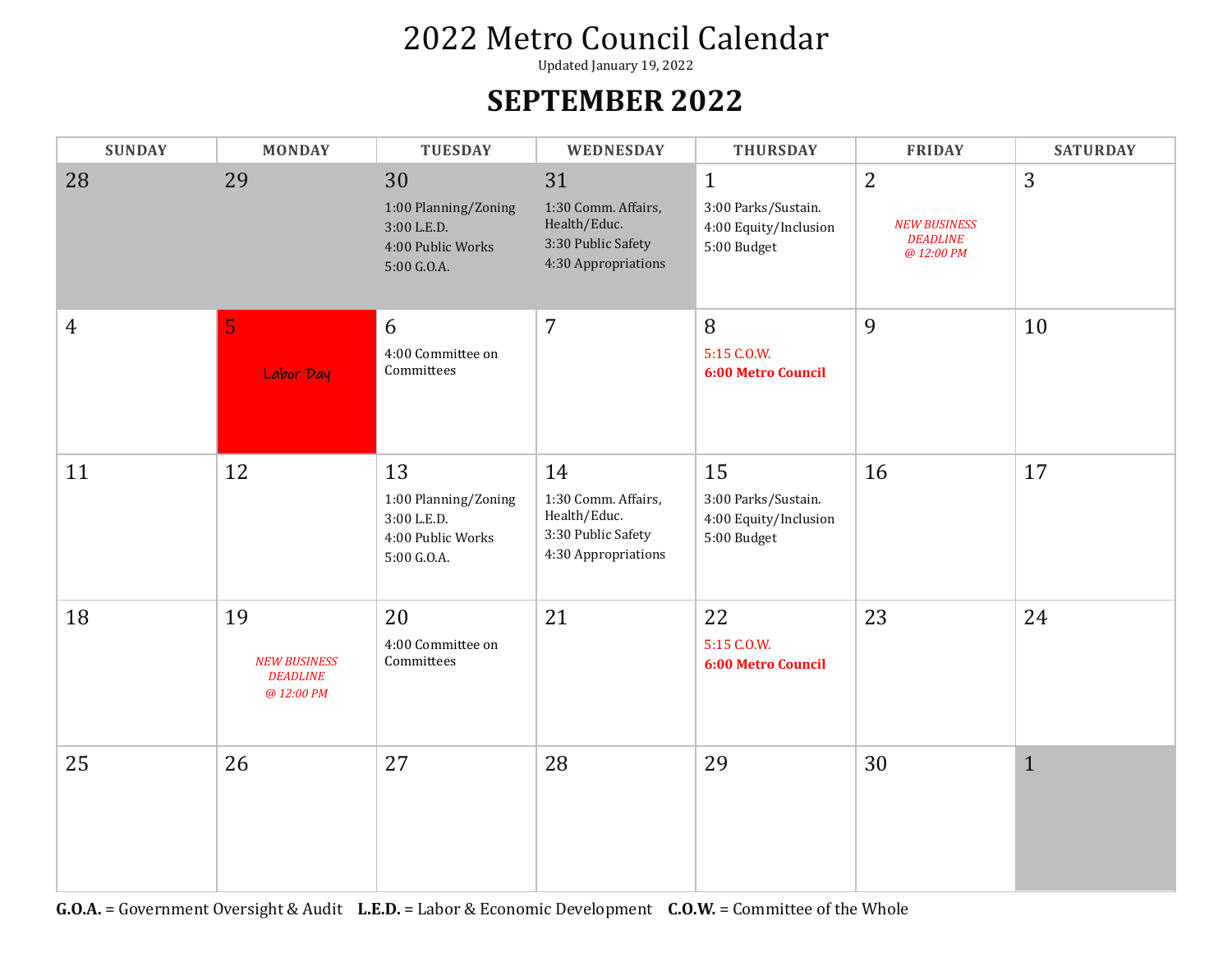# 2022 Metro Council Calendar

Updated January 19, 2022

## SEPTEMBER 2022

| SUNDAY | MONDAY | TUESDAY | WEDNESDAY | THURSDAY | FRIDAY | SATURDAY |
|---|---|---|---|---|---|---|
| 28 | 29 | 30<br>1:00 Planning/Zoning<br>3:00 L.E.D.<br>4:00 Public Works<br>5:00 G.O.A. | 31<br>1:30 Comm. Affairs, Health/Educ.<br>3:30 Public Safety<br>4:30 Appropriations | 1<br>3:00 Parks/Sustain.<br>4:00 Equity/Inclusion<br>5:00 Budget | 2<br>*NEW BUSINESS DEADLINE @ 12:00 PM* | 3 |
| 4 | 5<br>Labor Day | 6<br>4:00 Committee on Committees | 7 | 8<br>5:15 C.O.W.<br>**6:00 Metro Council** | 9 | 10 |
| 11 | 12 | 13<br>1:00 Planning/Zoning<br>3:00 L.E.D.<br>4:00 Public Works<br>5:00 G.O.A. | 14<br>1:30 Comm. Affairs, Health/Educ.<br>3:30 Public Safety<br>4:30 Appropriations | 15<br>3:00 Parks/Sustain.<br>4:00 Equity/Inclusion<br>5:00 Budget | 16 | 17 |
| 18 | 19<br>*NEW BUSINESS DEADLINE @ 12:00 PM* | 20<br>4:00 Committee on Committees | 21 | 22<br>5:15 C.O.W.<br>**6:00 Metro Council** | 23 | 24 |
| 25 | 26 | 27 | 28 | 29 | 30 | 1 |

**G.O.A.** = Government Oversight & Audit **L.E.D.** = Labor & Economic Development **C.O.W.** = Committee of the Whole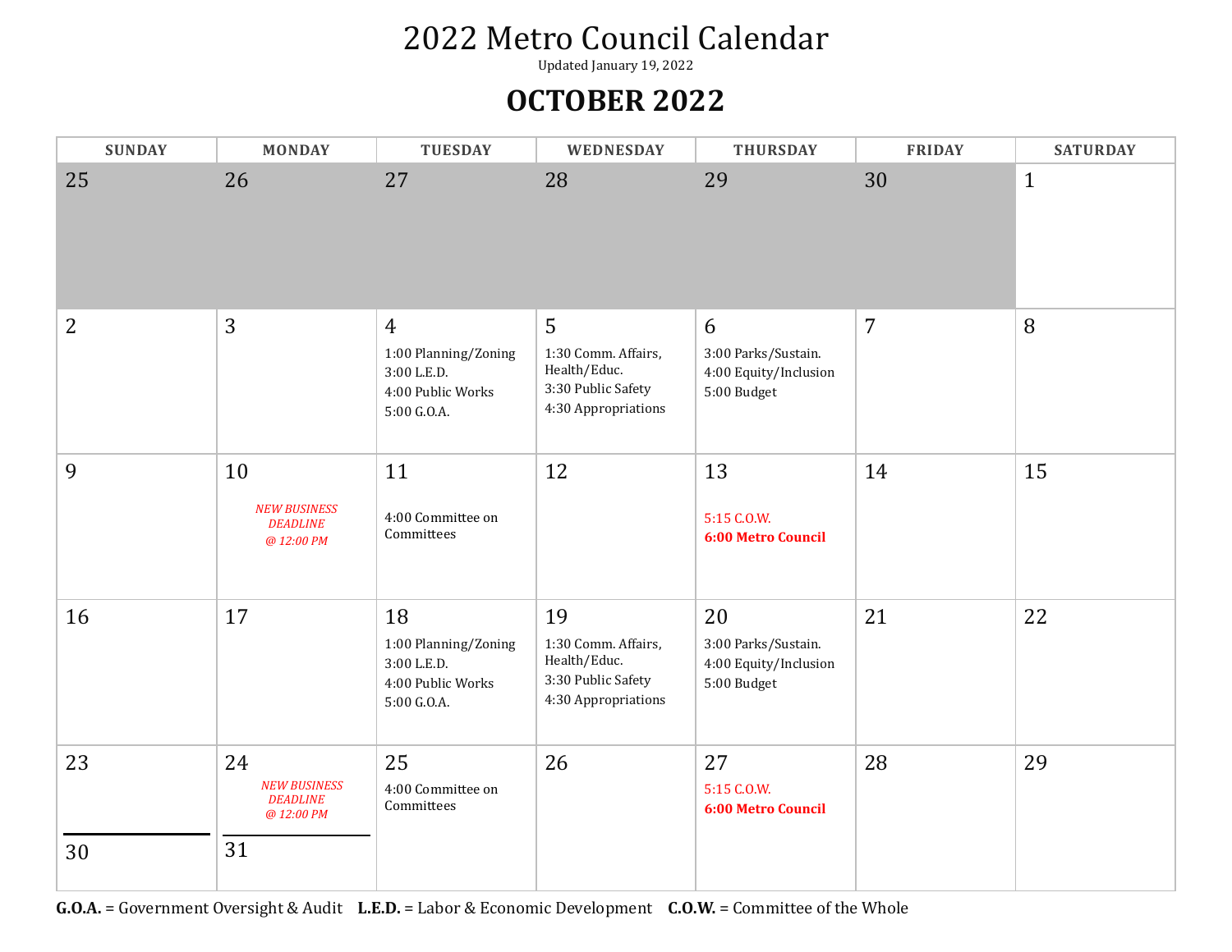# 2022 Metro Council Calendar

Updated January 19, 2022

## OCTOBER 2022

| SUNDAY | MONDAY | TUESDAY | WEDNESDAY | THURSDAY | FRIDAY | SATURDAY |
|---|---|---|---|---|---|---|
| 25 | 26 | 27 | 28 | 29 | 30 | 1 |
| 2 | 3 | 4<br>1:00 Planning/Zoning<br>3:00 L.E.D.<br>4:00 Public Works<br>5:00 G.O.A. | 5<br>1:30 Comm. Affairs, Health/Educ.<br>3:30 Public Safety<br>4:30 Appropriations | 6<br>3:00 Parks/Sustain.<br>4:00 Equity/Inclusion<br>5:00 Budget | 7 | 8 |
| 9 | 10<br>*NEW BUSINESS DEADLINE @ 12:00 PM* | 11<br>4:00 Committee on Committees | 12 | 13<br>5:15 C.O.W.<br>**6:00 Metro Council** | 14 | 15 |
| 16 | 17 | 18<br>1:00 Planning/Zoning<br>3:00 L.E.D.<br>4:00 Public Works<br>5:00 G.O.A. | 19<br>1:30 Comm. Affairs, Health/Educ.<br>3:30 Public Safety<br>4:30 Appropriations | 20<br>3:00 Parks/Sustain.<br>4:00 Equity/Inclusion<br>5:00 Budget | 21 | 22 |
| 23<br>30 | 24<br>*NEW BUSINESS DEADLINE @ 12:00 PM*<br>31 | 25<br>4:00 Committee on Committees | 26 | 27<br>5:15 C.O.W.<br>**6:00 Metro Council** | 28 | 29 |

**G.O.A.** = Government Oversight & Audit **L.E.D.** = Labor & Economic Development **C.O.W.** = Committee of the Whole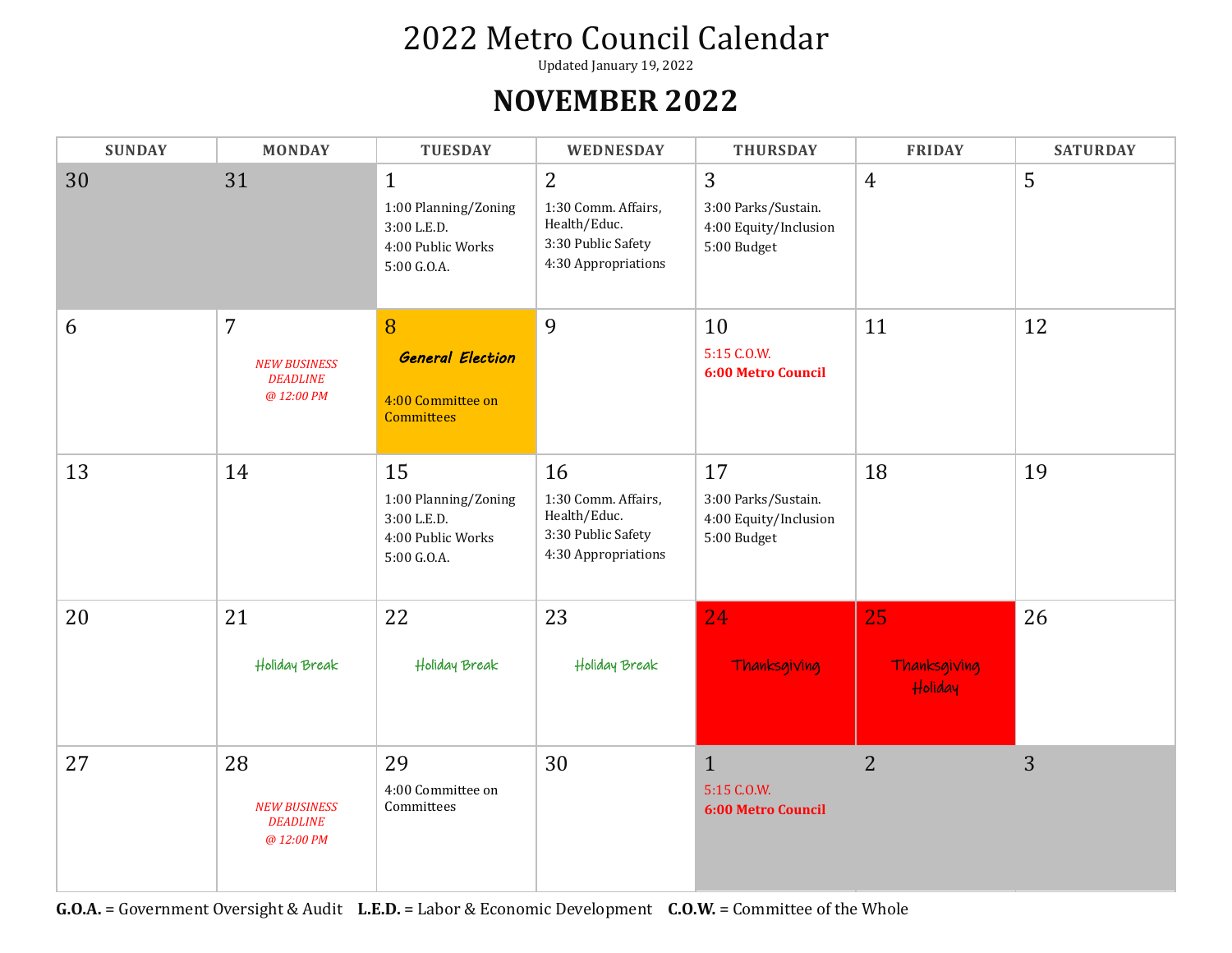# 2022 Metro Council Calendar

Updated January 19, 2022

## NOVEMBER 2022

| SUNDAY | MONDAY | TUESDAY | WEDNESDAY | THURSDAY | FRIDAY | SATURDAY |
|---|---|---|---|---|---|---|
| 30 | 31 | 1<br>1:00 Planning/Zoning<br>3:00 L.E.D.<br>4:00 Public Works<br>5:00 G.O.A. | 2<br>1:30 Comm. Affairs, Health/Educ.<br>3:30 Public Safety<br>4:30 Appropriations | 3<br>3:00 Parks/Sustain.<br>4:00 Equity/Inclusion<br>5:00 Budget | 4 | 5 |
| 6 | 7<br>*NEW BUSINESS DEADLINE @ 12:00 PM* | 8<br>***General Election***<br>4:00 Committee on Committees | 9 | 10<br>5:15 C.O.W.<br>**6:00 Metro Council** | 11 | 12 |
| 13 | 14 | 15<br>1:00 Planning/Zoning<br>3:00 L.E.D.<br>4:00 Public Works<br>5:00 G.O.A. | 16<br>1:30 Comm. Affairs, Health/Educ.<br>3:30 Public Safety<br>4:30 Appropriations | 17<br>3:00 Parks/Sustain.<br>4:00 Equity/Inclusion<br>5:00 Budget | 18 | 19 |
| 20 | 21<br>Holiday Break | 22<br>Holiday Break | 23<br>Holiday Break | 24<br>Thanksgiving | 25<br>Thanksgiving Holiday | 26 |
| 27 | 28<br>*NEW BUSINESS DEADLINE @ 12:00 PM* | 29<br>4:00 Committee on Committees | 30 | 1<br>5:15 C.O.W.<br>**6:00 Metro Council** | 2 | 3 |

**G.O.A.** = Government Oversight & Audit **L.E.D.** = Labor & Economic Development **C.O.W.** = Committee of the Whole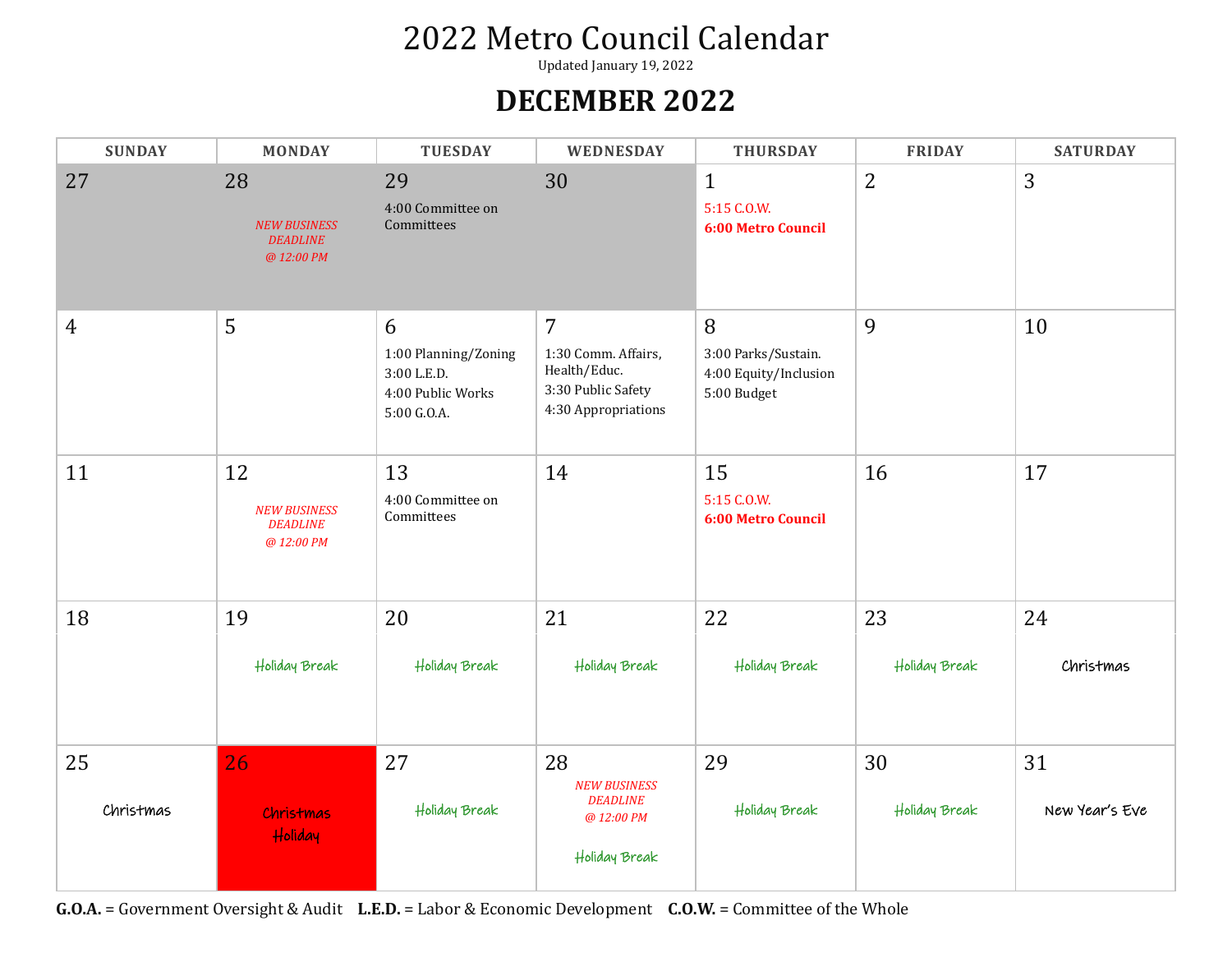# 2022 Metro Council Calendar

Updated January 19, 2022

## DECEMBER 2022

| SUNDAY | MONDAY | TUESDAY | WEDNESDAY | THURSDAY | FRIDAY | SATURDAY |
|---|---|---|---|---|---|---|
| 27 | 28<br>*NEW BUSINESS DEADLINE @ 12:00 PM* | 29<br>4:00 Committee on Committees | 30 | 1<br>5:15 C.O.W.<br>**6:00 Metro Council** | 2 | 3 |
| 4 | 5 | 6<br>1:00 Planning/Zoning<br>3:00 L.E.D.<br>4:00 Public Works<br>5:00 G.O.A. | 7<br>1:30 Comm. Affairs, Health/Educ.<br>3:30 Public Safety<br>4:30 Appropriations | 8<br>3:00 Parks/Sustain.<br>4:00 Equity/Inclusion<br>5:00 Budget | 9 | 10 |
| 11 | 12<br>*NEW BUSINESS DEADLINE @ 12:00 PM* | 13<br>4:00 Committee on Committees | 14 | 15<br>5:15 C.O.W.<br>**6:00 Metro Council** | 16 | 17 |
| 18 | 19<br>Holiday Break | 20<br>Holiday Break | 21<br>Holiday Break | 22<br>Holiday Break | 23<br>Holiday Break | 24<br>Christmas |
| 25<br>Christmas | 26<br>Christmas Holiday | 27<br>Holiday Break | 28<br>*NEW BUSINESS DEADLINE @ 12:00 PM*<br>Holiday Break | 29<br>Holiday Break | 30<br>Holiday Break | 31<br>New Year's Eve |

**G.O.A.** = Government Oversight & Audit **L.E.D.** = Labor & Economic Development **C.O.W.** = Committee of the Whole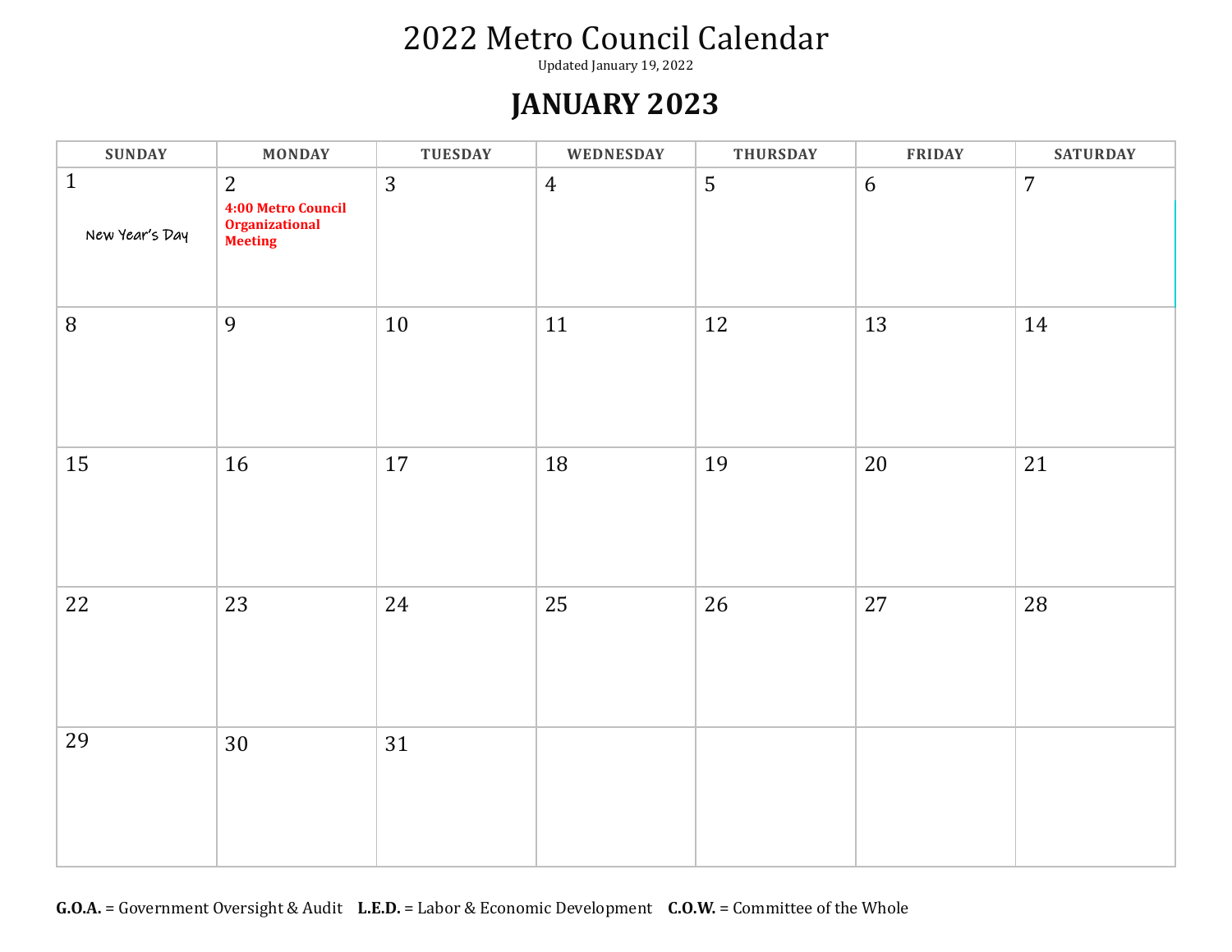# 2022 Metro Council Calendar

Updated January 19, 2022

## JANUARY 2023

| SUNDAY | MONDAY | TUESDAY | WEDNESDAY | THURSDAY | FRIDAY | SATURDAY |
|---|---|---|---|---|---|---|
| 1 New Year's Day | 2 **4:00 Metro Council Organizational Meeting** | 3 | 4 | 5 | 6 | 7 |
| 8 | 9 | 10 | 11 | 12 | 13 | 14 |
| 15 | 16 | 17 | 18 | 19 | 20 | 21 |
| 22 | 23 | 24 | 25 | 26 | 27 | 28 |
| 29 | 30 | 31 | | | | |

**G.O.A.** = Government Oversight & Audit **L.E.D.** = Labor & Economic Development **C.O.W.** = Committee of the Whole